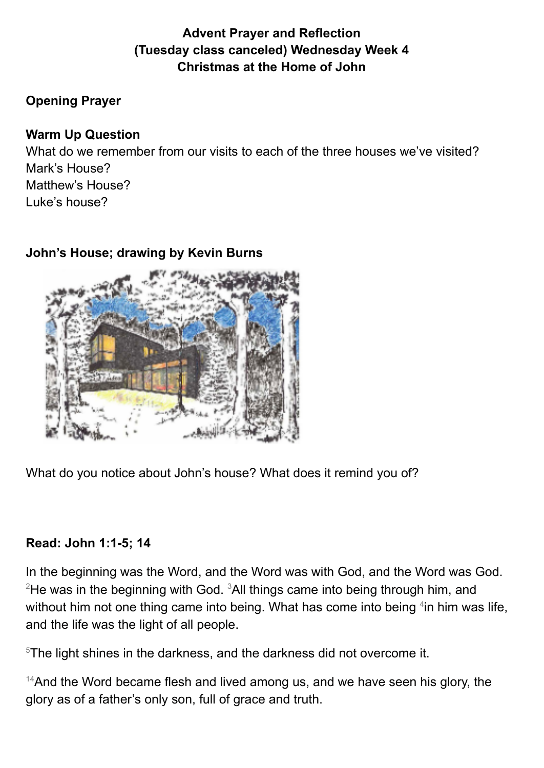**Advent Prayer and Reflection**
**(Tuesday class canceled) Wednesday Week 4**
**Christmas at the Home of John**

**Opening Prayer**

**Warm Up Question**

What do we remember from our visits to each of the three houses we've visited?
Mark's House?
Matthew's House?
Luke's house?

**John's House; drawing by Kevin Burns**

What do you notice about John's house? What does it remind you of?

**Read: John 1:1-5; 14**

In the beginning was the Word, and the Word was with God, and the Word was God. [2]He was in the beginning with God. [3]All things came into being through him, and without him not one thing came into being. What has come into being [4]in him was life, and the life was the light of all people.

[5]The light shines in the darkness, and the darkness did not overcome it.

[14]And the Word became flesh and lived among us, and we have seen his glory, the glory as of a father's only son, full of grace and truth.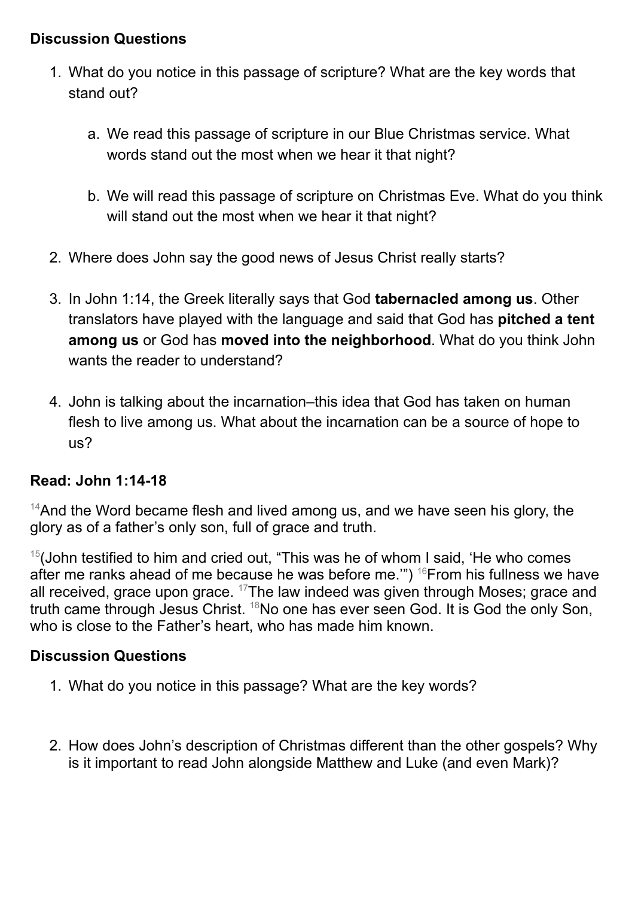**Discussion Questions**

1. What do you notice in this passage of scripture? What are the key words that stand out?

   a. We read this passage of scripture in our Blue Christmas service. What words stand out the most when we hear it that night?

   b. We will read this passage of scripture on Christmas Eve. What do you think will stand out the most when we hear it that night?

2. Where does John say the good news of Jesus Christ really starts?

3. In John 1:14, the Greek literally says that God **tabernacled among us**. Other translators have played with the language and said that God has **pitched a tent among us** or God has **moved into the neighborhood**. What do you think John wants the reader to understand?

4. John is talking about the incarnation–this idea that God has taken on human flesh to live among us. What about the incarnation can be a source of hope to us?

**Read: John 1:14-18**

[14]And the Word became flesh and lived among us, and we have seen his glory, the glory as of a father's only son, full of grace and truth.

[15](John testified to him and cried out, "This was he of whom I said, 'He who comes after me ranks ahead of me because he was before me.'") [16]From his fullness we have all received, grace upon grace. [17]The law indeed was given through Moses; grace and truth came through Jesus Christ. [18]No one has ever seen God. It is God the only Son, who is close to the Father's heart, who has made him known.

**Discussion Questions**

1. What do you notice in this passage? What are the key words?

2. How does John's description of Christmas different than the other gospels? Why is it important to read John alongside Matthew and Luke (and even Mark)?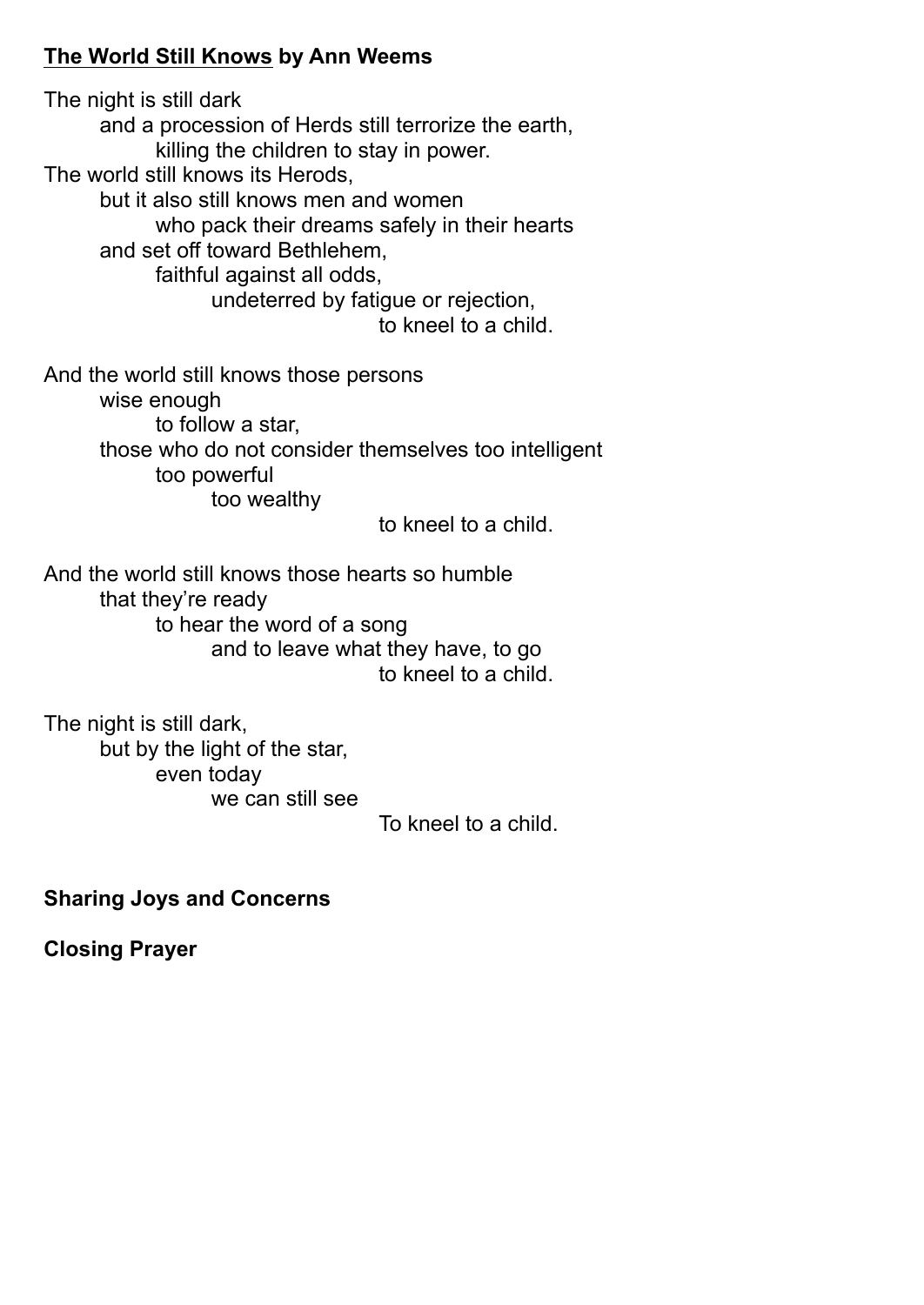**The World Still Knows by Ann Weems**

The night is still dark
and a procession of Herds still terrorize the earth,
killing the children to stay in power.
The world still knows its Herods,
but it also still knows men and women
who pack their dreams safely in their hearts
and set off toward Bethlehem,
faithful against all odds,
undeterred by fatigue or rejection,
to kneel to a child.

And the world still knows those persons
wise enough
to follow a star,
those who do not consider themselves too intelligent
too powerful
too wealthy
to kneel to a child.

And the world still knows those hearts so humble
that they're ready
to hear the word of a song
and to leave what they have, to go
to kneel to a child.

The night is still dark,
but by the light of the star,
even today
we can still see
To kneel to a child.

**Sharing Joys and Concerns**

**Closing Prayer**